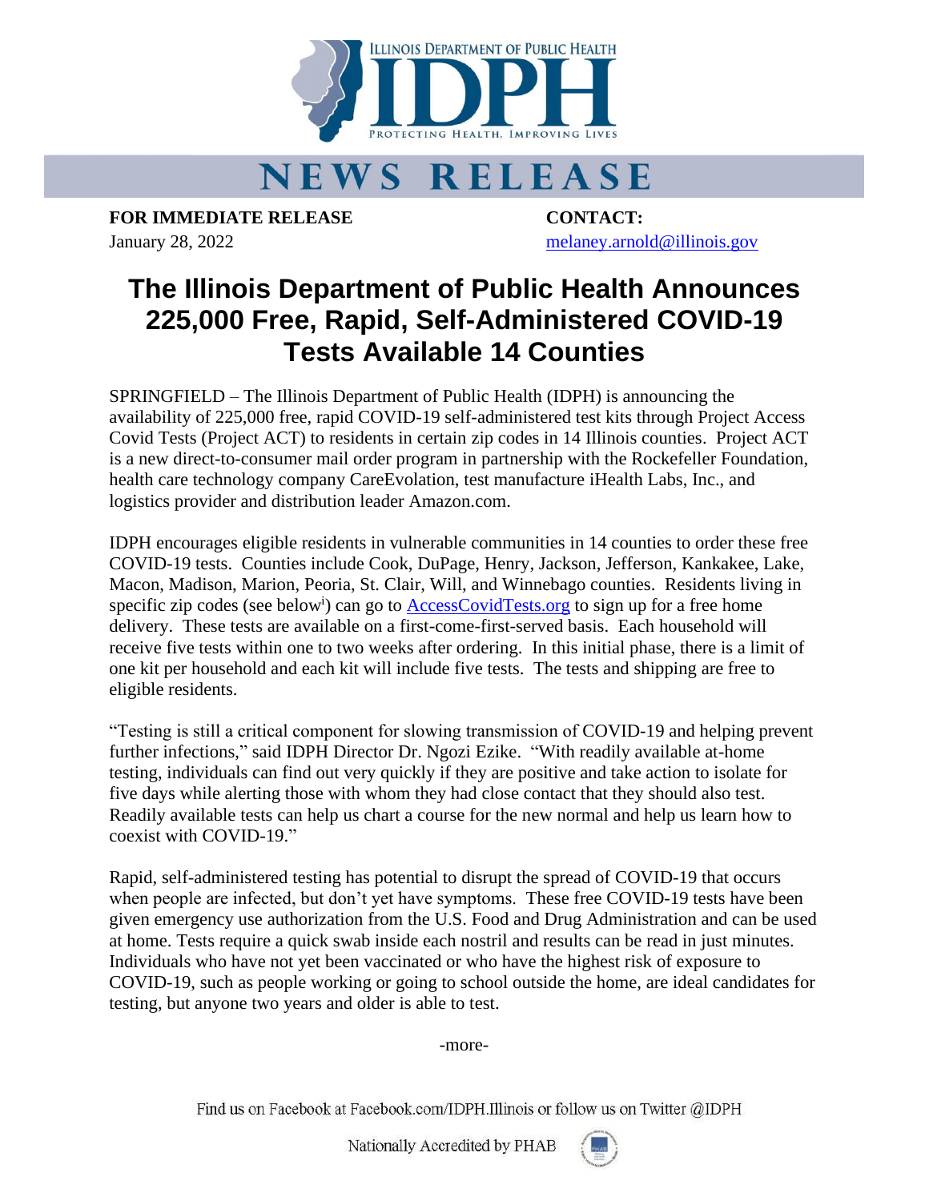ILLINOIS DEPARTMENT OF PUBLIC HEALTH

IDPH

PROTECTING HEALTH, IMPROVING LIVES

# NEWS RELEASE

**FOR IMMEDIATE RELEASE**
January 28, 2022

**CONTACT:**
melaney.arnold@illinois.gov

# The Illinois Department of Public Health Announces 225,000 Free, Rapid, Self-Administered COVID-19 Tests Available 14 Counties

SPRINGFIELD – The Illinois Department of Public Health (IDPH) is announcing the availability of 225,000 free, rapid COVID-19 self-administered test kits through Project Access Covid Tests (Project ACT) to residents in certain zip codes in 14 Illinois counties. Project ACT is a new direct-to-consumer mail order program in partnership with the Rockefeller Foundation, health care technology company CareEvolation, test manufacture iHealth Labs, Inc., and logistics provider and distribution leader Amazon.com.

IDPH encourages eligible residents in vulnerable communities in 14 counties to order these free COVID-19 tests. Counties include Cook, DuPage, Henry, Jackson, Jefferson, Kankakee, Lake, Macon, Madison, Marion, Peoria, St. Clair, Will, and Winnebago counties. Residents living in specific zip codes (see below[i]) can go to AccessCovidTests.org to sign up for a free home delivery. These tests are available on a first-come-first-served basis. Each household will receive five tests within one to two weeks after ordering. In this initial phase, there is a limit of one kit per household and each kit will include five tests. The tests and shipping are free to eligible residents.

"Testing is still a critical component for slowing transmission of COVID-19 and helping prevent further infections," said IDPH Director Dr. Ngozi Ezike. "With readily available at-home testing, individuals can find out very quickly if they are positive and take action to isolate for five days while alerting those with whom they had close contact that they should also test. Readily available tests can help us chart a course for the new normal and help us learn how to coexist with COVID-19."

Rapid, self-administered testing has potential to disrupt the spread of COVID-19 that occurs when people are infected, but don't yet have symptoms. These free COVID-19 tests have been given emergency use authorization from the U.S. Food and Drug Administration and can be used at home. Tests require a quick swab inside each nostril and results can be read in just minutes. Individuals who have not yet been vaccinated or who have the highest risk of exposure to COVID-19, such as people working or going to school outside the home, are ideal candidates for testing, but anyone two years and older is able to test.

-more-

Find us on Facebook at Facebook.com/IDPH.Illinois or follow us on Twitter @IDPH

Nationally Accredited by PHAB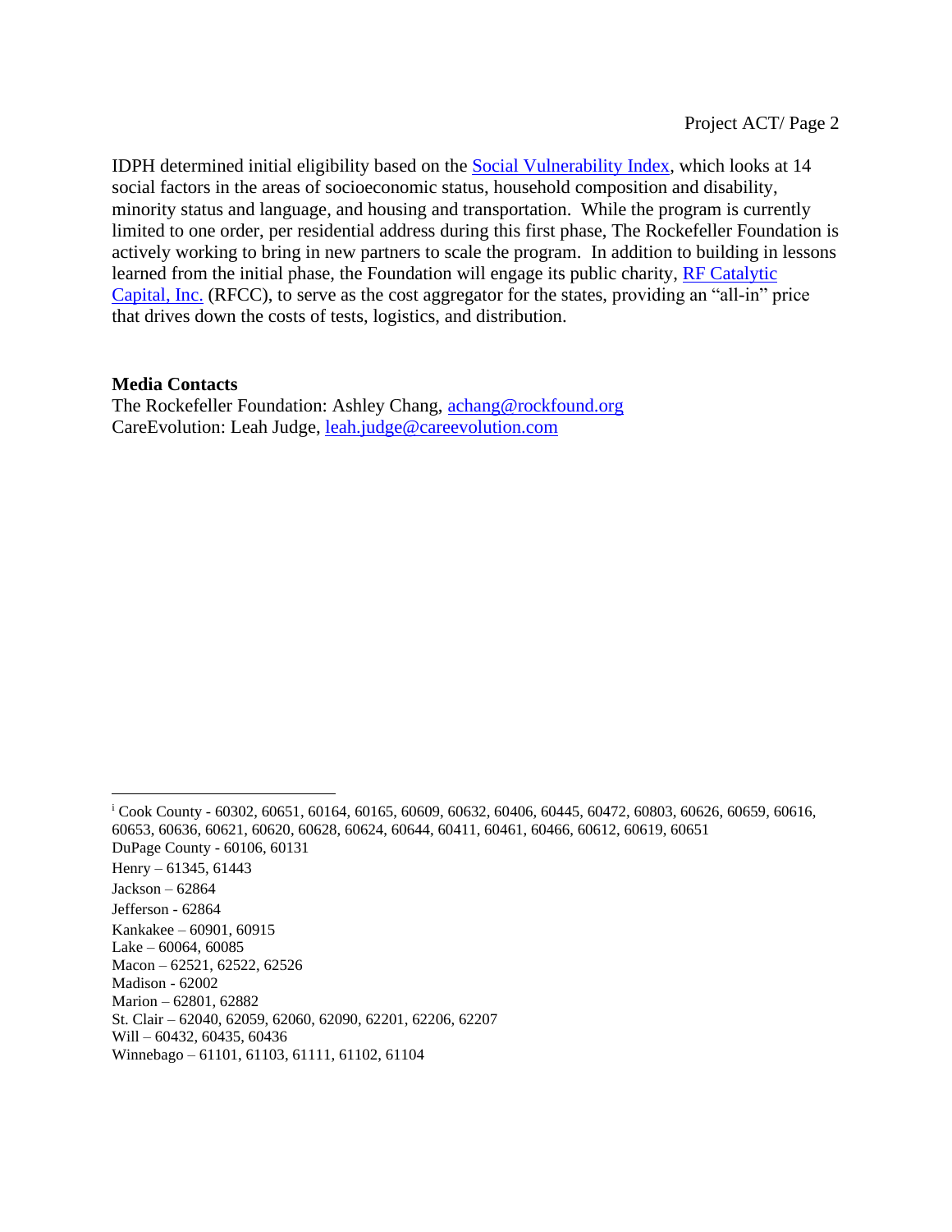IDPH determined initial eligibility based on the [Social Vulnerability Index](), which looks at 14 social factors in the areas of socioeconomic status, household composition and disability, minority status and language, and housing and transportation. While the program is currently limited to one order, per residential address during this first phase, The Rockefeller Foundation is actively working to bring in new partners to scale the program. In addition to building in lessons learned from the initial phase, the Foundation will engage its public charity, [RF Catalytic Capital, Inc.]() (RFCC), to serve as the cost aggregator for the states, providing an "all-in" price that drives down the costs of tests, logistics, and distribution.

**Media Contacts**

The Rockefeller Foundation: Ashley Chang, achang@rockfound.org
CareEvolution: Leah Judge, leah.judge@careevolution.com

---

[i] Cook County - 60302, 60651, 60164, 60165, 60609, 60632, 60406, 60445, 60472, 60803, 60626, 60659, 60616, 60653, 60636, 60621, 60620, 60628, 60624, 60644, 60411, 60461, 60466, 60612, 60619, 60651
DuPage County - 60106, 60131
Henry – 61345, 61443
Jackson – 62864
Jefferson - 62864
Kankakee – 60901, 60915
Lake – 60064, 60085
Macon – 62521, 62522, 62526
Madison - 62002
Marion – 62801, 62882
St. Clair – 62040, 62059, 62060, 62090, 62201, 62206, 62207
Will – 60432, 60435, 60436
Winnebago – 61101, 61103, 61111, 61102, 61104